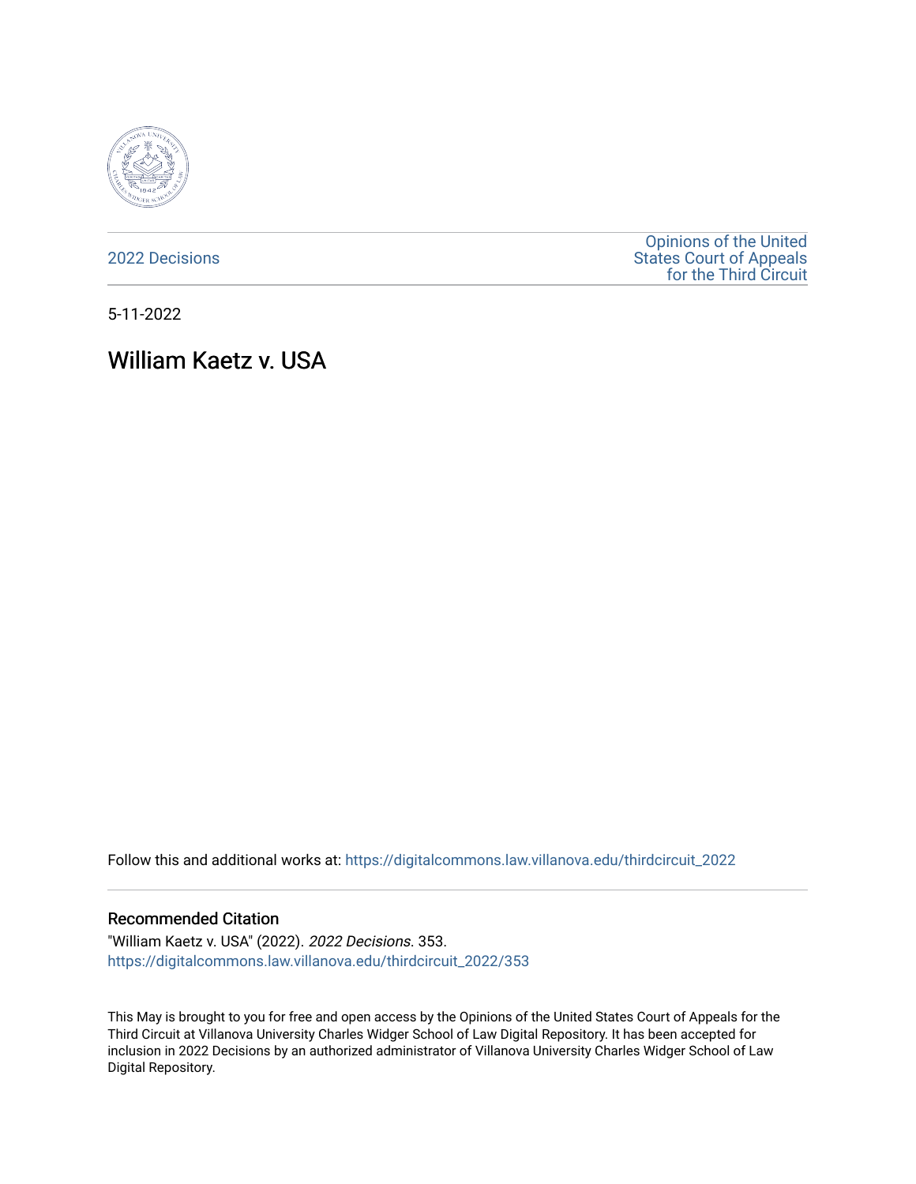2022 Decisions

Opinions of the United States Court of Appeals for the Third Circuit

5-11-2022

# William Kaetz v. USA

Follow this and additional works at: https://digitalcommons.law.villanova.edu/thirdcircuit_2022

## Recommended Citation

"William Kaetz v. USA" (2022). *2022 Decisions*. 353.
https://digitalcommons.law.villanova.edu/thirdcircuit_2022/353

This May is brought to you for free and open access by the Opinions of the United States Court of Appeals for the Third Circuit at Villanova University Charles Widger School of Law Digital Repository. It has been accepted for inclusion in 2022 Decisions by an authorized administrator of Villanova University Charles Widger School of Law Digital Repository.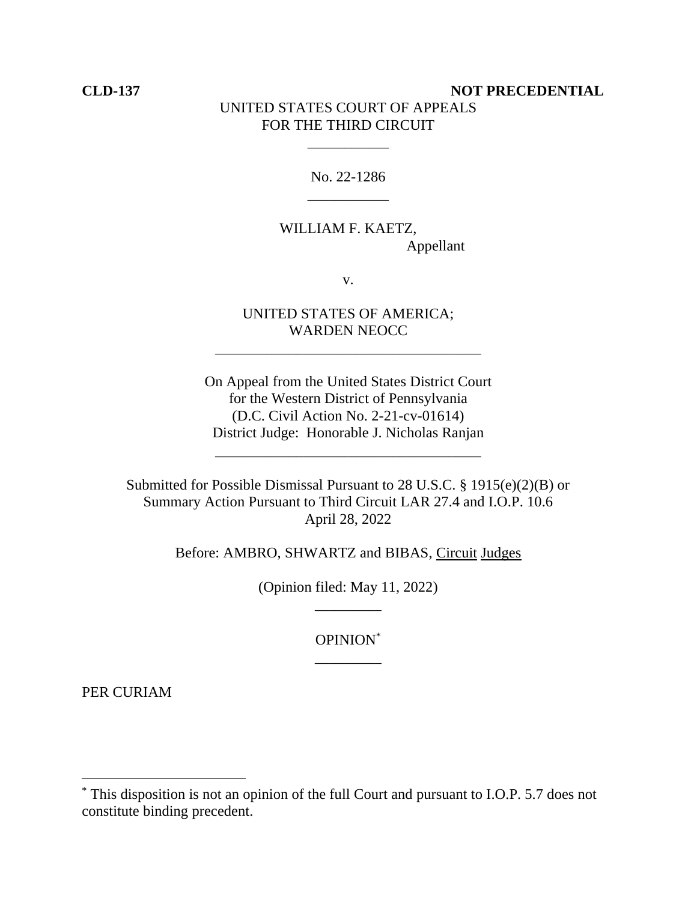**CLD-137** **NOT PRECEDENTIAL**

UNITED STATES COURT OF APPEALS
FOR THE THIRD CIRCUIT

---

No. 22-1286

---

WILLIAM F. KAETZ,
Appellant

v.

UNITED STATES OF AMERICA;
WARDEN NEOCC

---

On Appeal from the United States District Court
for the Western District of Pennsylvania
(D.C. Civil Action No. 2-21-cv-01614)
District Judge: Honorable J. Nicholas Ranjan

---

Submitted for Possible Dismissal Pursuant to 28 U.S.C. § 1915(e)(2)(B) or
Summary Action Pursuant to Third Circuit LAR 27.4 and I.O.P. 10.6
April 28, 2022

Before: AMBRO, SHWARTZ and BIBAS, Circuit Judges

(Opinion filed: May 11, 2022)

---

OPINION[*]

---

PER CURIAM

---

[*] This disposition is not an opinion of the full Court and pursuant to I.O.P. 5.7 does not constitute binding precedent.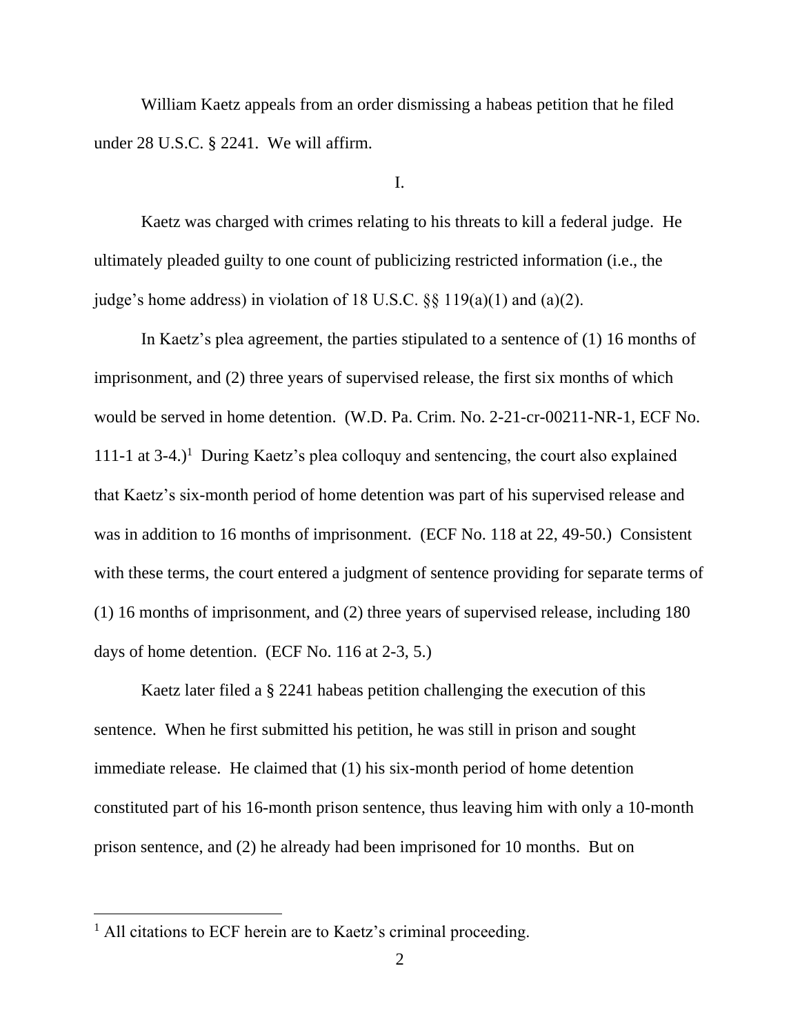William Kaetz appeals from an order dismissing a habeas petition that he filed under 28 U.S.C. § 2241. We will affirm.

I.

Kaetz was charged with crimes relating to his threats to kill a federal judge. He ultimately pleaded guilty to one count of publicizing restricted information (i.e., the judge's home address) in violation of 18 U.S.C. §§ 119(a)(1) and (a)(2).

In Kaetz's plea agreement, the parties stipulated to a sentence of (1) 16 months of imprisonment, and (2) three years of supervised release, the first six months of which would be served in home detention. (W.D. Pa. Crim. No. 2-21-cr-00211-NR-1, ECF No. 111-1 at 3-4.)[1] During Kaetz's plea colloquy and sentencing, the court also explained that Kaetz's six-month period of home detention was part of his supervised release and was in addition to 16 months of imprisonment. (ECF No. 118 at 22, 49-50.) Consistent with these terms, the court entered a judgment of sentence providing for separate terms of (1) 16 months of imprisonment, and (2) three years of supervised release, including 180 days of home detention. (ECF No. 116 at 2-3, 5.)

Kaetz later filed a § 2241 habeas petition challenging the execution of this sentence. When he first submitted his petition, he was still in prison and sought immediate release. He claimed that (1) his six-month period of home detention constituted part of his 16-month prison sentence, thus leaving him with only a 10-month prison sentence, and (2) he already had been imprisoned for 10 months. But on

[1] All citations to ECF herein are to Kaetz's criminal proceeding.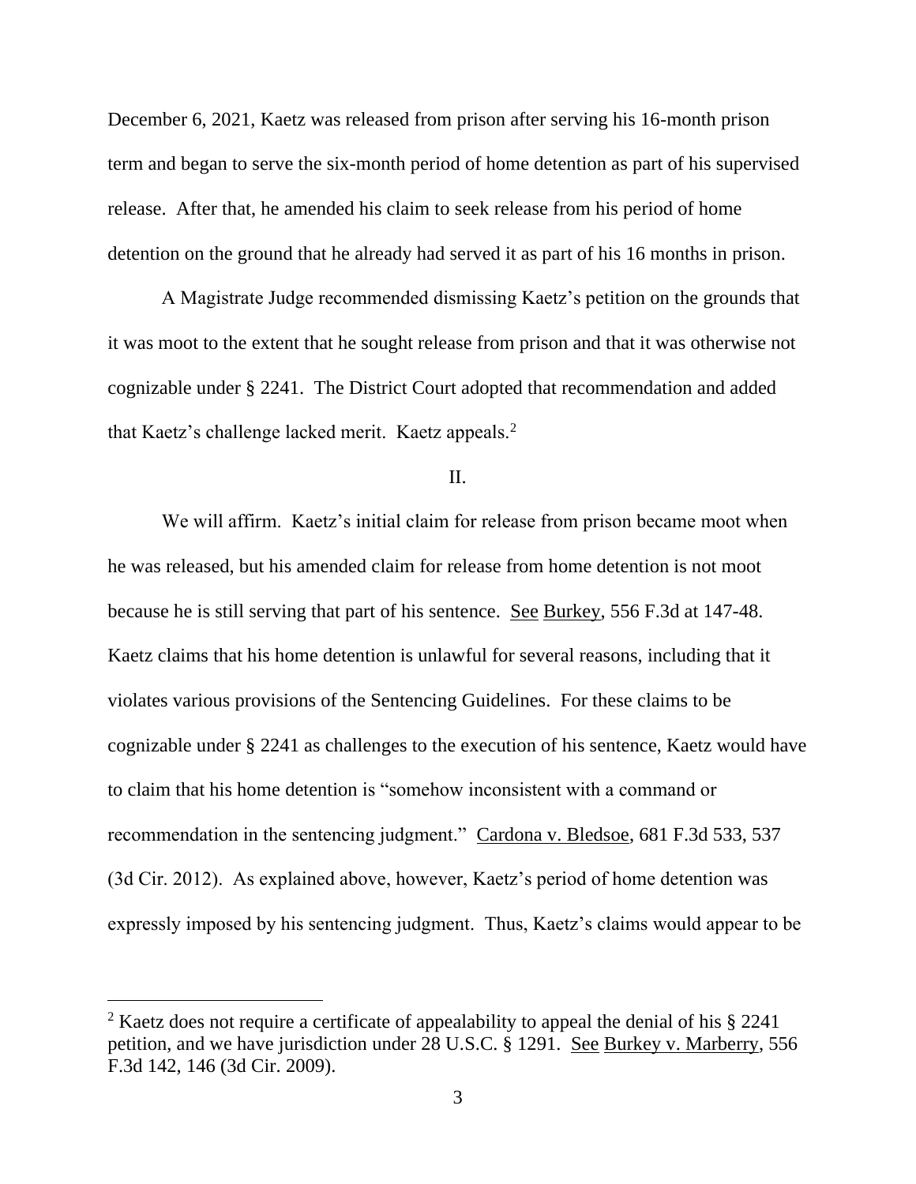December 6, 2021, Kaetz was released from prison after serving his 16-month prison term and began to serve the six-month period of home detention as part of his supervised release. After that, he amended his claim to seek release from his period of home detention on the ground that he already had served it as part of his 16 months in prison.

A Magistrate Judge recommended dismissing Kaetz's petition on the grounds that it was moot to the extent that he sought release from prison and that it was otherwise not cognizable under § 2241. The District Court adopted that recommendation and added that Kaetz's challenge lacked merit. Kaetz appeals.[2]

II.

We will affirm. Kaetz's initial claim for release from prison became moot when he was released, but his amended claim for release from home detention is not moot because he is still serving that part of his sentence. See Burkey, 556 F.3d at 147-48. Kaetz claims that his home detention is unlawful for several reasons, including that it violates various provisions of the Sentencing Guidelines. For these claims to be cognizable under § 2241 as challenges to the execution of his sentence, Kaetz would have to claim that his home detention is "somehow inconsistent with a command or recommendation in the sentencing judgment." Cardona v. Bledsoe, 681 F.3d 533, 537 (3d Cir. 2012). As explained above, however, Kaetz's period of home detention was expressly imposed by his sentencing judgment. Thus, Kaetz's claims would appear to be

[2] Kaetz does not require a certificate of appealability to appeal the denial of his § 2241 petition, and we have jurisdiction under 28 U.S.C. § 1291. See Burkey v. Marberry, 556 F.3d 142, 146 (3d Cir. 2009).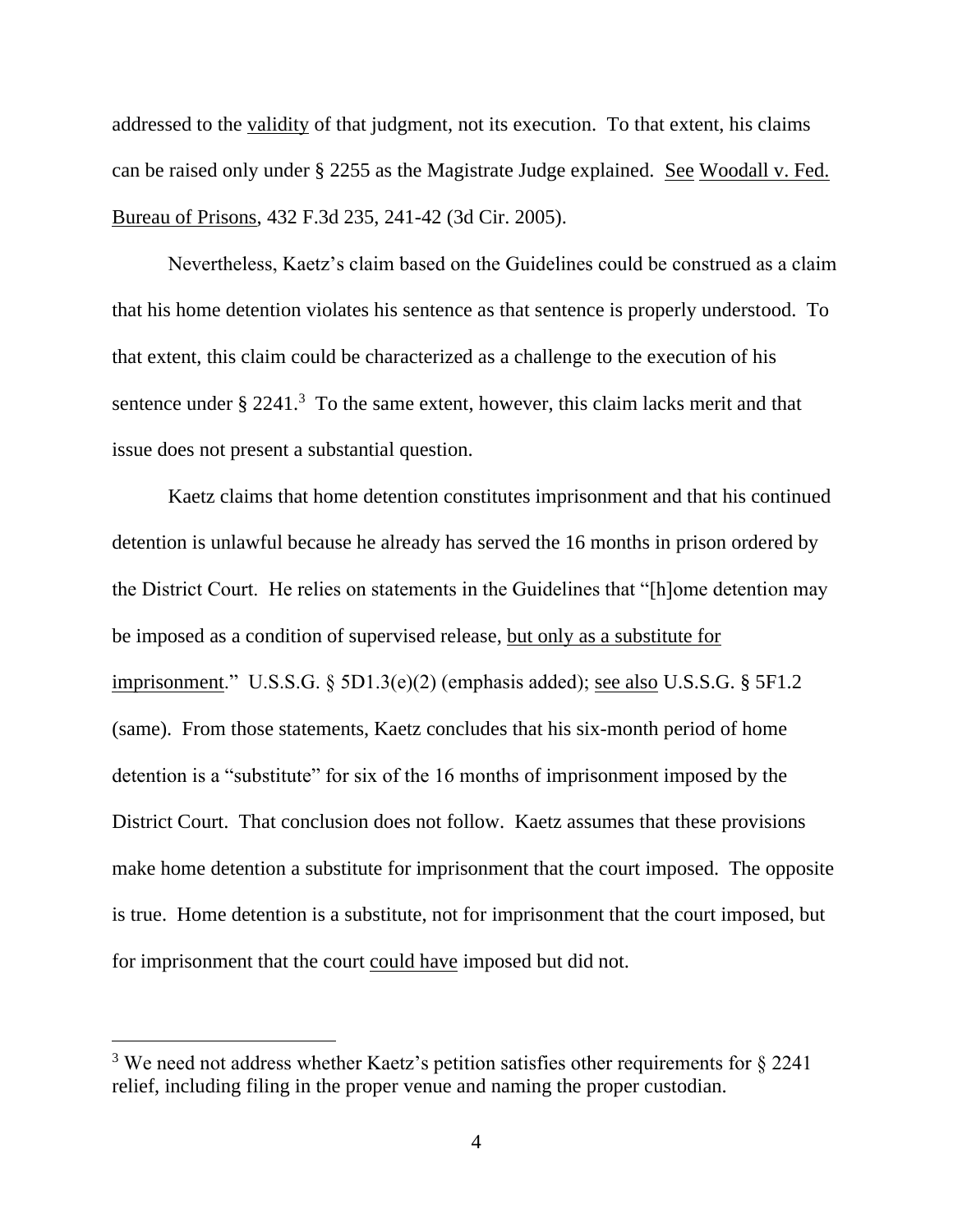addressed to the validity of that judgment, not its execution. To that extent, his claims can be raised only under § 2255 as the Magistrate Judge explained. See Woodall v. Fed. Bureau of Prisons, 432 F.3d 235, 241-42 (3d Cir. 2005).

Nevertheless, Kaetz's claim based on the Guidelines could be construed as a claim that his home detention violates his sentence as that sentence is properly understood. To that extent, this claim could be characterized as a challenge to the execution of his sentence under § 2241.[3] To the same extent, however, this claim lacks merit and that issue does not present a substantial question.

Kaetz claims that home detention constitutes imprisonment and that his continued detention is unlawful because he already has served the 16 months in prison ordered by the District Court. He relies on statements in the Guidelines that "[h]ome detention may be imposed as a condition of supervised release, but only as a substitute for imprisonment." U.S.S.G. § 5D1.3(e)(2) (emphasis added); see also U.S.S.G. § 5F1.2 (same). From those statements, Kaetz concludes that his six-month period of home detention is a "substitute" for six of the 16 months of imprisonment imposed by the District Court. That conclusion does not follow. Kaetz assumes that these provisions make home detention a substitute for imprisonment that the court imposed. The opposite is true. Home detention is a substitute, not for imprisonment that the court imposed, but for imprisonment that the court could have imposed but did not.

---

[3] We need not address whether Kaetz's petition satisfies other requirements for § 2241 relief, including filing in the proper venue and naming the proper custodian.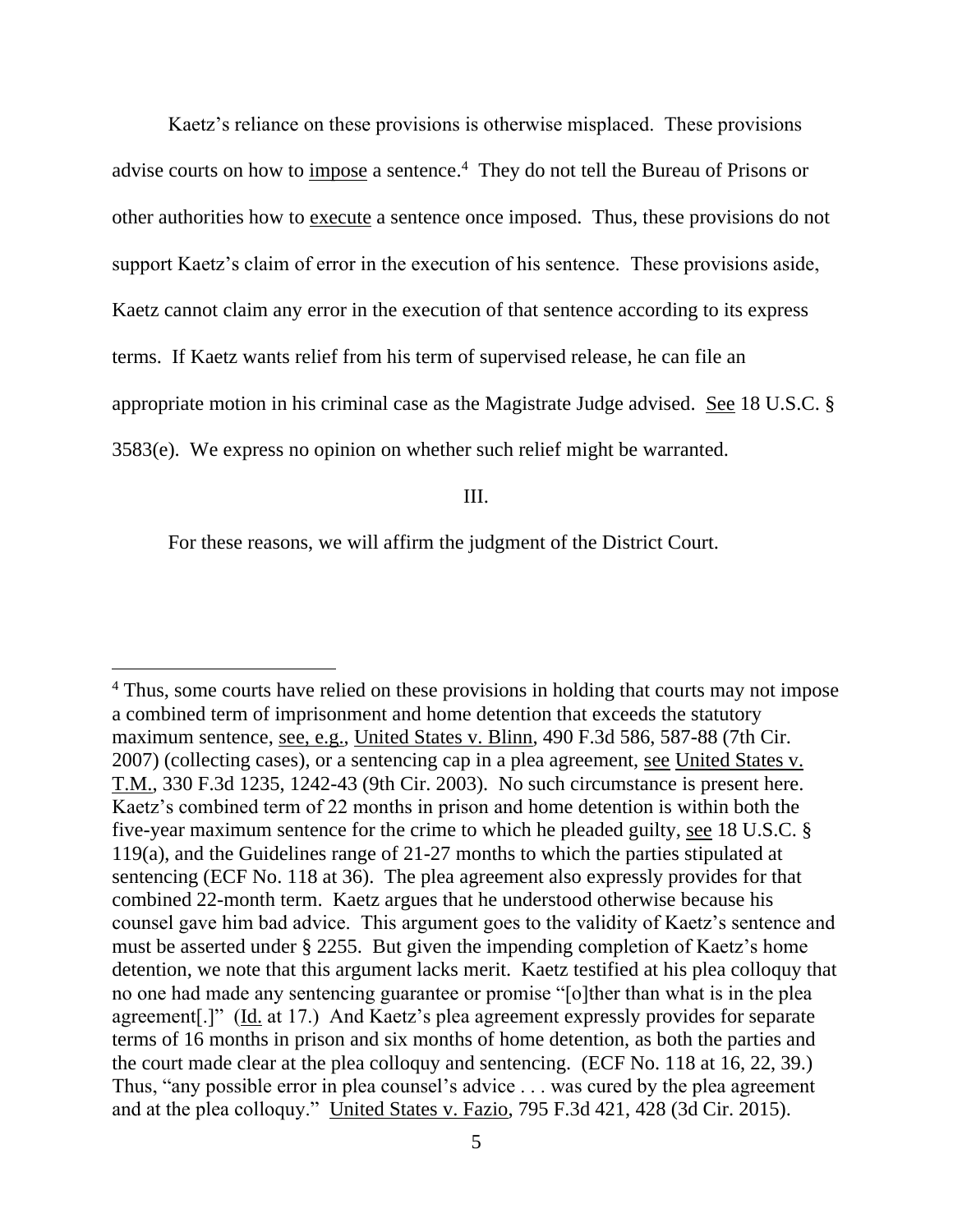Kaetz's reliance on these provisions is otherwise misplaced. These provisions advise courts on how to impose a sentence.[4] They do not tell the Bureau of Prisons or other authorities how to execute a sentence once imposed. Thus, these provisions do not support Kaetz's claim of error in the execution of his sentence. These provisions aside, Kaetz cannot claim any error in the execution of that sentence according to its express terms. If Kaetz wants relief from his term of supervised release, he can file an appropriate motion in his criminal case as the Magistrate Judge advised. See 18 U.S.C. § 3583(e). We express no opinion on whether such relief might be warranted.

III.

For these reasons, we will affirm the judgment of the District Court.

---

[4] Thus, some courts have relied on these provisions in holding that courts may not impose a combined term of imprisonment and home detention that exceeds the statutory maximum sentence, see, e.g., United States v. Blinn, 490 F.3d 586, 587-88 (7th Cir. 2007) (collecting cases), or a sentencing cap in a plea agreement, see United States v. T.M., 330 F.3d 1235, 1242-43 (9th Cir. 2003). No such circumstance is present here. Kaetz's combined term of 22 months in prison and home detention is within both the five-year maximum sentence for the crime to which he pleaded guilty, see 18 U.S.C. § 119(a), and the Guidelines range of 21-27 months to which the parties stipulated at sentencing (ECF No. 118 at 36). The plea agreement also expressly provides for that combined 22-month term. Kaetz argues that he understood otherwise because his counsel gave him bad advice. This argument goes to the validity of Kaetz's sentence and must be asserted under § 2255. But given the impending completion of Kaetz's home detention, we note that this argument lacks merit. Kaetz testified at his plea colloquy that no one had made any sentencing guarantee or promise "[o]ther than what is in the plea agreement[.]" (Id. at 17.) And Kaetz's plea agreement expressly provides for separate terms of 16 months in prison and six months of home detention, as both the parties and the court made clear at the plea colloquy and sentencing. (ECF No. 118 at 16, 22, 39.) Thus, "any possible error in plea counsel's advice . . . was cured by the plea agreement and at the plea colloquy." United States v. Fazio, 795 F.3d 421, 428 (3d Cir. 2015).